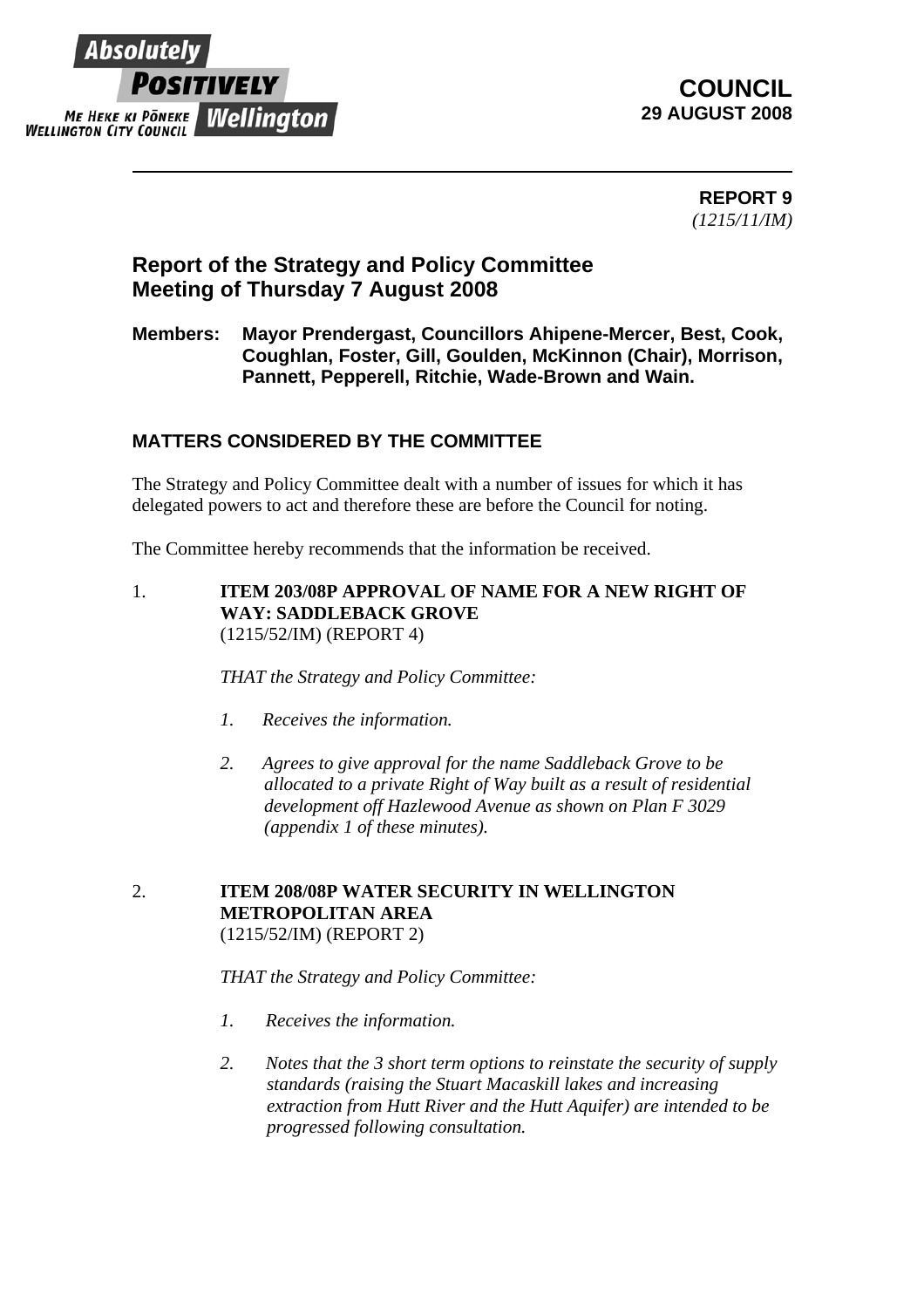Absolutely POSITIVELY Wellington
ME HEKE KI PŌNEKE
WELLINGTON CITY COUNCIL

**COUNCIL**
**29 AUGUST 2008**

---

**REPORT 9**
*(1215/11/IM)*

## Report of the Strategy and Policy Committee Meeting of Thursday 7 August 2008

**Members:** **Mayor Prendergast, Councillors Ahipene-Mercer, Best, Cook, Coughlan, Foster, Gill, Goulden, McKinnon (Chair), Morrison, Pannett, Pepperell, Ritchie, Wade-Brown and Wain.**

### MATTERS CONSIDERED BY THE COMMITTEE

The Strategy and Policy Committee dealt with a number of issues for which it has delegated powers to act and therefore these are before the Council for noting.

The Committee hereby recommends that the information be received.

1. **ITEM 203/08P APPROVAL OF NAME FOR A NEW RIGHT OF WAY: SADDLEBACK GROVE**
(1215/52/IM) (REPORT 4)

   *THAT the Strategy and Policy Committee:*

   *1. Receives the information.*

   *2. Agrees to give approval for the name Saddleback Grove to be allocated to a private Right of Way built as a result of residential development off Hazlewood Avenue as shown on Plan F 3029 (appendix 1 of these minutes).*

2. **ITEM 208/08P WATER SECURITY IN WELLINGTON METROPOLITAN AREA**
(1215/52/IM) (REPORT 2)

   *THAT the Strategy and Policy Committee:*

   *1. Receives the information.*

   *2. Notes that the 3 short term options to reinstate the security of supply standards (raising the Stuart Macaskill lakes and increasing extraction from Hutt River and the Hutt Aquifer) are intended to be progressed following consultation.*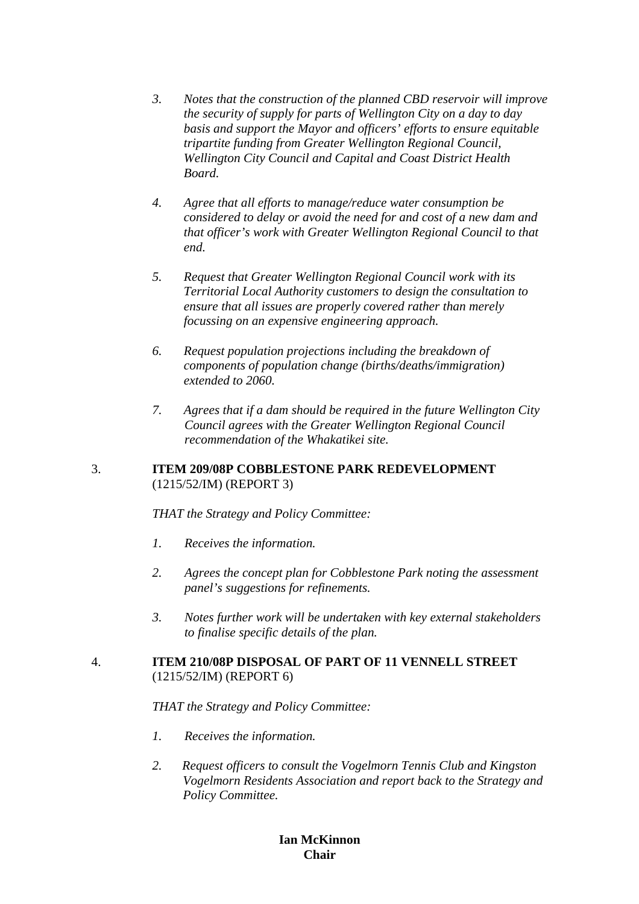3. *Notes that the construction of the planned CBD reservoir will improve the security of supply for parts of Wellington City on a day to day basis and support the Mayor and officers' efforts to ensure equitable tripartite funding from Greater Wellington Regional Council, Wellington City Council and Capital and Coast District Health Board.*

4. *Agree that all efforts to manage/reduce water consumption be considered to delay or avoid the need for and cost of a new dam and that officer's work with Greater Wellington Regional Council to that end.*

5. *Request that Greater Wellington Regional Council work with its Territorial Local Authority customers to design the consultation to ensure that all issues are properly covered rather than merely focussing on an expensive engineering approach.*

6. *Request population projections including the breakdown of components of population change (births/deaths/immigration) extended to 2060.*

7. *Agrees that if a dam should be required in the future Wellington City Council agrees with the Greater Wellington Regional Council recommendation of the Whakatikei site.*

3. **ITEM 209/08P COBBLESTONE PARK REDEVELOPMENT**
(1215/52/IM) (REPORT 3)

*THAT the Strategy and Policy Committee:*

1. *Receives the information.*

2. *Agrees the concept plan for Cobblestone Park noting the assessment panel's suggestions for refinements.*

3. *Notes further work will be undertaken with key external stakeholders to finalise specific details of the plan.*

4. **ITEM 210/08P DISPOSAL OF PART OF 11 VENNELL STREET**
(1215/52/IM) (REPORT 6)

*THAT the Strategy and Policy Committee:*

1. *Receives the information.*

2. *Request officers to consult the Vogelmorn Tennis Club and Kingston Vogelmorn Residents Association and report back to the Strategy and Policy Committee.*

**Ian McKinnon**
**Chair**